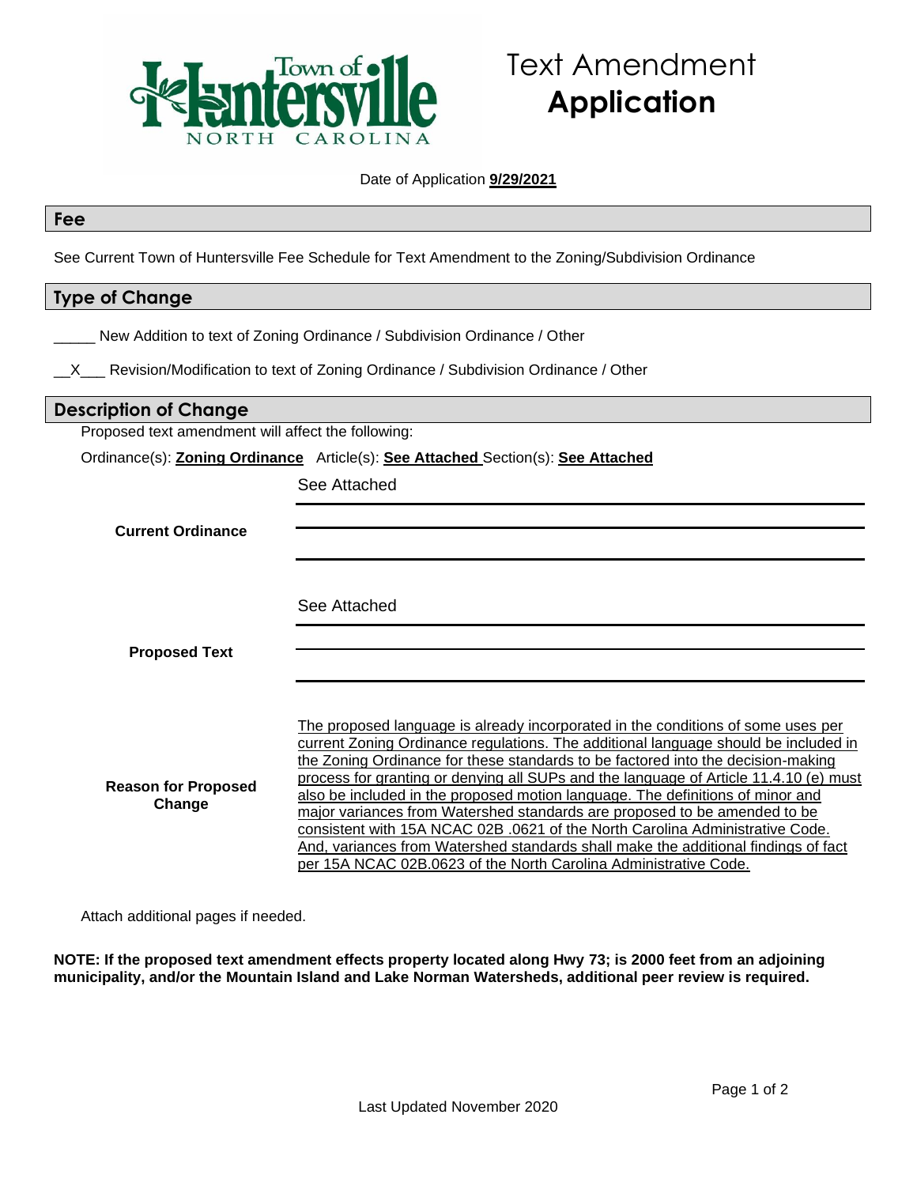Town of Huntersville
NORTH CAROLINA

# Text Amendment **Application**

Date of Application **9/29/2021**

## Fee

See Current Town of Huntersville Fee Schedule for Text Amendment to the Zoning/Subdivision Ordinance

## Type of Change

_____ New Addition to text of Zoning Ordinance / Subdivision Ordinance / Other

__X___ Revision/Modification to text of Zoning Ordinance / Subdivision Ordinance / Other

## Description of Change

Proposed text amendment will affect the following:

Ordinance(s): **Zoning Ordinance** Article(s): **See Attached** Section(s): **See Attached**

**Current Ordinance**

See Attached

**Proposed Text**

See Attached

**Reason for Proposed Change**

The proposed language is already incorporated in the conditions of some uses per current Zoning Ordinance regulations. The additional language should be included in the Zoning Ordinance for these standards to be factored into the decision-making process for granting or denying all SUPs and the language of Article 11.4.10 (e) must also be included in the proposed motion language. The definitions of minor and major variances from Watershed standards are proposed to be amended to be consistent with 15A NCAC 02B .0621 of the North Carolina Administrative Code. And, variances from Watershed standards shall make the additional findings of fact per 15A NCAC 02B.0623 of the North Carolina Administrative Code.

Attach additional pages if needed.

**NOTE: If the proposed text amendment effects property located along Hwy 73; is 2000 feet from an adjoining municipality, and/or the Mountain Island and Lake Norman Watersheds, additional peer review is required.**

Last Updated November 2020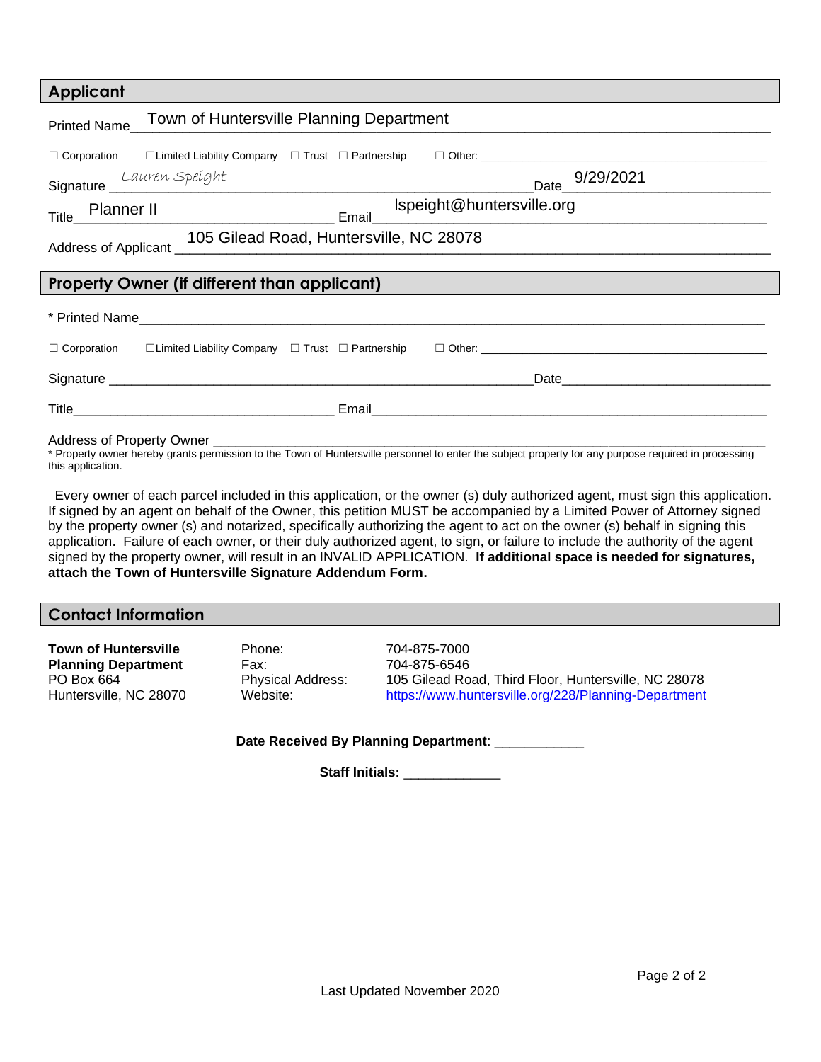## Applicant

Printed Name Town of Huntersville Planning Department

☐ Corporation ☐Limited Liability Company ☐ Trust ☐ Partnership ☐ Other: \_\_\_\_\_\_\_\_\_\_\_\_\_\_\_\_\_\_\_\_\_\_\_\_\_\_

Signature *Lauren Speight* Date 9/29/2021

Title Planner II Email lspeight@huntersville.org

Address of Applicant 105 Gilead Road, Huntersville, NC 28078

## Property Owner (if different than applicant)

\* Printed Name \_\_\_\_\_\_\_\_\_\_\_\_\_\_\_\_\_\_\_\_\_\_\_\_\_\_\_\_\_\_\_\_\_\_\_\_\_\_\_\_\_\_\_\_\_\_\_\_\_\_

☐ Corporation ☐Limited Liability Company ☐ Trust ☐ Partnership ☐ Other: \_\_\_\_\_\_\_\_\_\_\_\_\_\_\_\_\_\_\_\_\_\_\_\_\_\_

Signature \_\_\_\_\_\_\_\_\_\_\_\_\_\_\_\_\_\_\_\_\_\_\_\_\_\_\_\_\_\_\_\_\_\_\_\_\_\_ Date \_\_\_\_\_\_\_\_\_\_\_\_\_\_\_\_\_\_\_\_

Title \_\_\_\_\_\_\_\_\_\_\_\_\_\_\_\_\_\_\_\_\_\_\_\_\_\_\_\_ Email \_\_\_\_\_\_\_\_\_\_\_\_\_\_\_\_\_\_\_\_\_\_\_\_\_\_\_\_\_\_\_\_\_\_\_\_\_\_

Address of Property Owner \_\_\_\_\_\_\_\_\_\_\_\_\_\_\_\_\_\_\_\_\_\_\_\_\_\_\_\_\_\_\_\_\_\_\_\_\_\_\_\_\_\_\_\_\_\_\_\_\_\_

\* Property owner hereby grants permission to the Town of Huntersville personnel to enter the subject property for any purpose required in processing this application.

Every owner of each parcel included in this application, or the owner (s) duly authorized agent, must sign this application. If signed by an agent on behalf of the Owner, this petition MUST be accompanied by a Limited Power of Attorney signed by the property owner (s) and notarized, specifically authorizing the agent to act on the owner (s) behalf in signing this application. Failure of each owner, or their duly authorized agent, to sign, or failure to include the authority of the agent signed by the property owner, will result in an INVALID APPLICATION. **If additional space is needed for signatures, attach the Town of Huntersville Signature Addendum Form.**

## Contact Information

**Town of Huntersville**
**Planning Department**
PO Box 664
Huntersville, NC 28070

Phone: 704-875-7000
Fax: 704-875-6546
Physical Address: 105 Gilead Road, Third Floor, Huntersville, NC 28078
Website: https://www.huntersville.org/228/Planning-Department

**Date Received By Planning Department**: \_\_\_\_\_\_\_\_\_\_\_\_

**Staff Initials:** \_\_\_\_\_\_\_\_\_\_\_\_\_

Last Updated November 2020